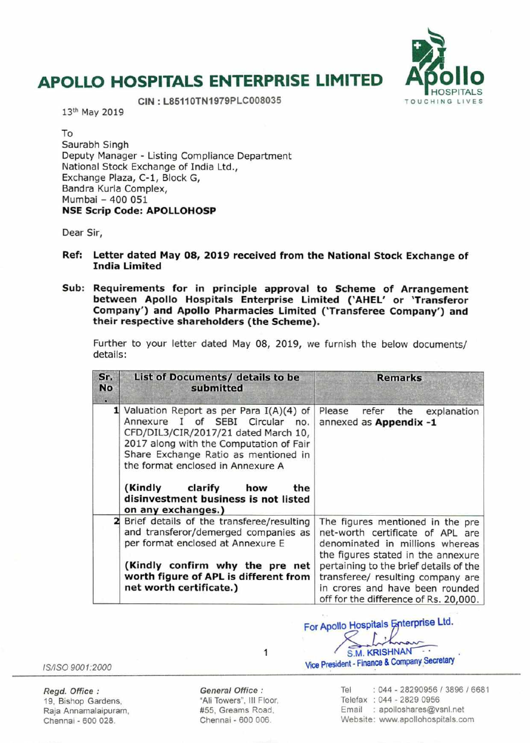# APOLLO HOSPITALS ENTERPRISE LIMITED

**CIN : L85110TN1979PLC008035**

13th May 2019

To
Saurabh Singh
Deputy Manager - Listing Compliance Department
National Stock Exchange of India Ltd.,
Exchange Plaza, C-1, Block G,
Bandra Kurla Complex,
Mumbai – 400 051
**NSE Scrip Code: APOLLOHOSP**

Dear Sir,

**Ref: Letter dated May 08, 2019 received from the National Stock Exchange of India Limited**

**Sub: Requirements for in principle approval to Scheme of Arrangement between Apollo Hospitals Enterprise Limited ('AHEL' or 'Transferor Company') and Apollo Pharmacies Limited ('Transferee Company') and their respective shareholders (the Scheme).**

Further to your letter dated May 08, 2019, we furnish the below documents/ details:

| Sr. No. | List of Documents/ details to be submitted | Remarks |
|---|---|---|
| 1 | Valuation Report as per Para I(A)(4) of Annexure I of SEBI Circular no. CFD/DIL3/CIR/2017/21 dated March 10, 2017 along with the Computation of Fair Share Exchange Ratio as mentioned in the format enclosed in Annexure A<br><br>**(Kindly clarify how the disinvestment business is not listed on any exchanges.)** | Please refer the explanation annexed as **Appendix -1** |
| 2 | Brief details of the transferee/resulting and transferor/demerged companies as per format enclosed at Annexure E<br><br>**(Kindly confirm why the pre net worth figure of APL is different from net worth certificate.)** | The figures mentioned in the pre net-worth certificate of APL are denominated in millions whereas the figures stated in the annexure pertaining to the brief details of the transferee/ resulting company are in crores and have been rounded off for the difference of Rs. 20,000. |

For Apollo Hospitals Enterprise Ltd.

S.M. KRISHNAN
Vice President - Finance & Company Secretary

IS/ISO 9001:2000

*Regd. Office :* 19, Bishop Gardens, Raja Annamalaipuram, Chennai - 600 028.

*General Office :* "Ali Towers", III Floor, #55, Greams Road, Chennai - 600 006.

Tel : 044 - 28290956 / 3896 / 6681
Telefax : 044 - 2829 0956
Email : apolloshares@vsnl.net
Website: www.apollohospitals.com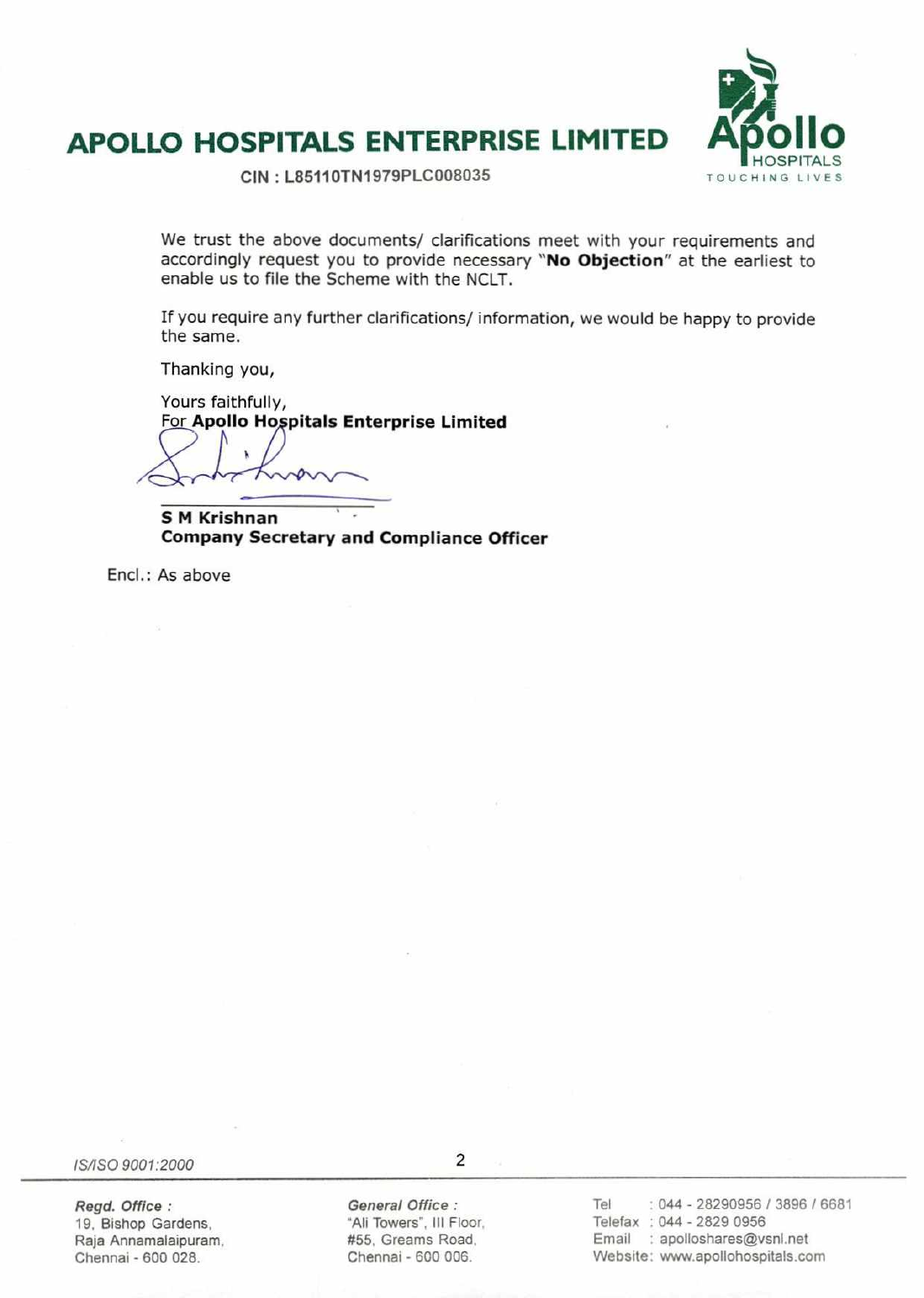# APOLLO HOSPITALS ENTERPRISE LIMITED

CIN : L85110TN1979PLC008035

We trust the above documents/ clarifications meet with your requirements and accordingly request you to provide necessary "**No Objection**" at the earliest to enable us to file the Scheme with the NCLT.

If you require any further clarifications/ information, we would be happy to provide the same.

Thanking you,

Yours faithfully,
For **Apollo Hospitals Enterprise Limited**

**S M Krishnan**
**Company Secretary and Compliance Officer**

Encl.: As above

IS/ISO 9001:2000

***Regd. Office :***
19, Bishop Gardens,
Raja Annamalaipuram,
Chennai - 600 028.

***General Office :***
"Ali Towers", III Floor,
#55, Greams Road,
Chennai - 600 006.

Tel : 044 - 28290956 / 3896 / 6681
Telefax : 044 - 2829 0956
Email : apolloshares@vsnl.net
Website: www.apollohospitals.com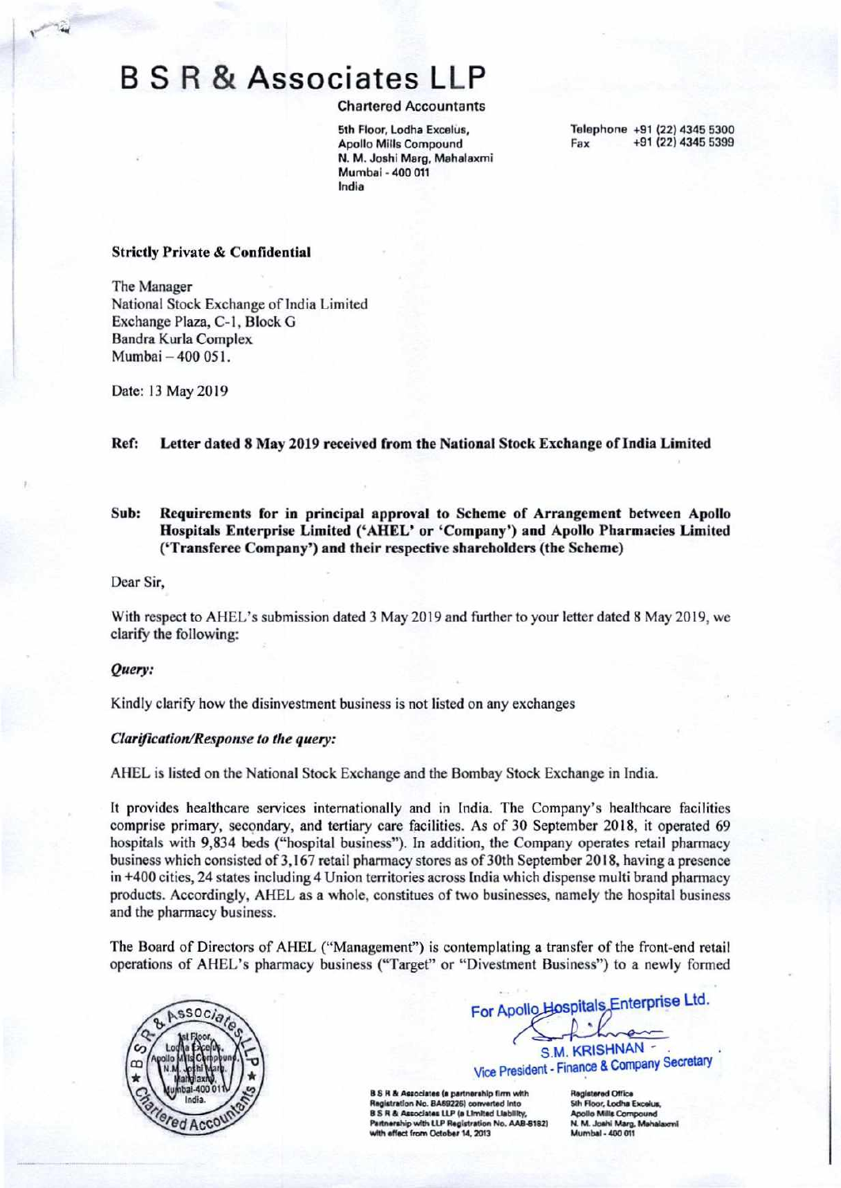# B S R & Associates LLP

Chartered Accountants

5th Floor, Lodha Excelus,
Apollo Mills Compound
N. M. Joshi Marg, Mahalaxmi
Mumbai - 400 011
India

Telephone +91 (22) 4345 5300
Fax +91 (22) 4345 5399

**Strictly Private & Confidential**

The Manager
National Stock Exchange of India Limited
Exchange Plaza, C-1, Block G
Bandra Kurla Complex
Mumbai – 400 051.

Date: 13 May 2019

**Ref: Letter dated 8 May 2019 received from the National Stock Exchange of India Limited**

**Sub: Requirements for in principal approval to Scheme of Arrangement between Apollo Hospitals Enterprise Limited ('AHEL' or 'Company') and Apollo Pharmacies Limited ('Transferee Company') and their respective shareholders (the Scheme)**

Dear Sir,

With respect to AHEL's submission dated 3 May 2019 and further to your letter dated 8 May 2019, we clarify the following:

***Query:***

Kindly clarify how the disinvestment business is not listed on any exchanges

***Clarification/Response to the query:***

AHEL is listed on the National Stock Exchange and the Bombay Stock Exchange in India.

It provides healthcare services internationally and in India. The Company's healthcare facilities comprise primary, secondary, and tertiary care facilities. As of 30 September 2018, it operated 69 hospitals with 9,834 beds ("hospital business"). In addition, the Company operates retail pharmacy business which consisted of 3,167 retail pharmacy stores as of 30th September 2018, having a presence in +400 cities, 24 states including 4 Union territories across India which dispense multi brand pharmacy products. Accordingly, AHEL as a whole, constitues of two businesses, namely the hospital business and the pharmacy business.

The Board of Directors of AHEL ("Management") is contemplating a transfer of the front-end retail operations of AHEL's pharmacy business ("Target" or "Divestment Business") to a newly formed

For Apollo Hospitals Enterprise Ltd.

S.M. KRISHNAN
Vice President - Finance & Company Secretary

B S R & Associates (a partnership firm with Registration No. BA69226) converted into B S R & Associates LLP (a Limited Liability, Partnership with LLP Registration No. AAB-8182) with effect from October 14, 2013

Registered Office
5th Floor, Lodha Excelus,
Apollo Mills Compound
N. M. Joshi Marg, Mahalaxmi
Mumbai - 400 011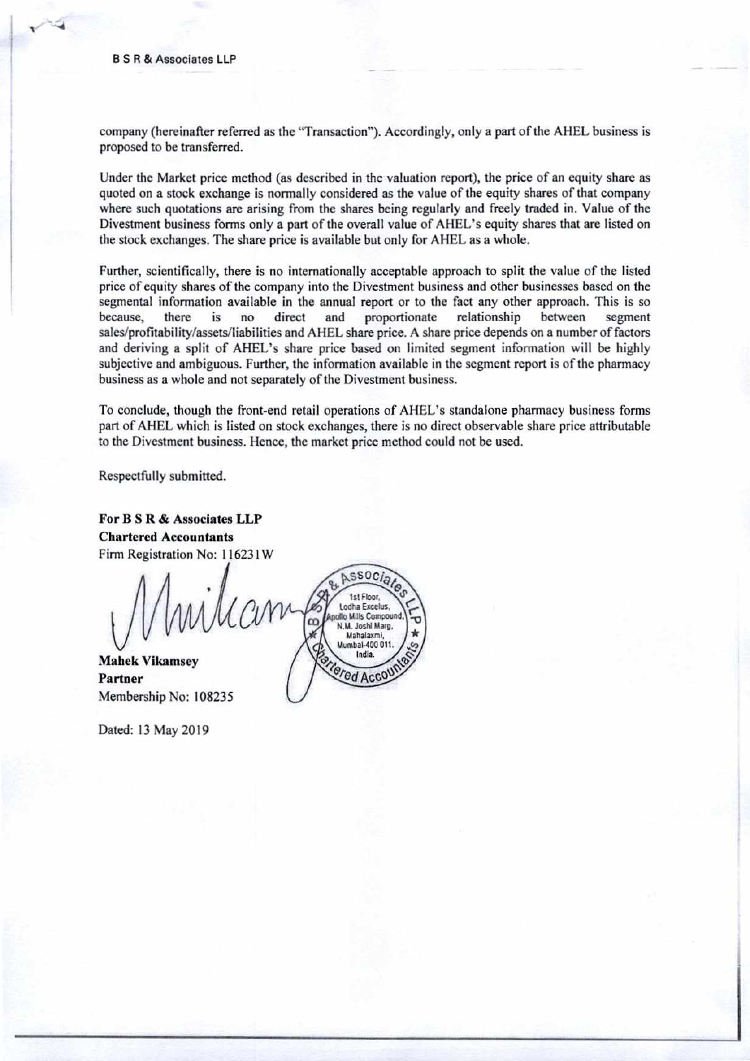company (hereinafter referred as the "Transaction"). Accordingly, only a part of the AHEL business is proposed to be transferred.

Under the Market price method (as described in the valuation report), the price of an equity share as quoted on a stock exchange is normally considered as the value of the equity shares of that company where such quotations are arising from the shares being regularly and freely traded in. Value of the Divestment business forms only a part of the overall value of AHEL's equity shares that are listed on the stock exchanges. The share price is available but only for AHEL as a whole.

Further, scientifically, there is no internationally acceptable approach to split the value of the listed price of equity shares of the company into the Divestment business and other businesses based on the segmental information available in the annual report or to the fact any other approach. This is so because, there is no direct and proportionate relationship between segment sales/profitability/assets/liabilities and AHEL share price. A share price depends on a number of factors and deriving a split of AHEL's share price based on limited segment information will be highly subjective and ambiguous. Further, the information available in the segment report is of the pharmacy business as a whole and not separately of the Divestment business.

To conclude, though the front-end retail operations of AHEL's standalone pharmacy business forms part of AHEL which is listed on stock exchanges, there is no direct observable share price attributable to the Divestment business. Hence, the market price method could not be used.

Respectfully submitted.

**For B S R & Associates LLP**
**Chartered Accountants**
Firm Registration No: 116231W

**Mahek Vikamsey**
**Partner**
Membership No: 108235

Dated: 13 May 2019